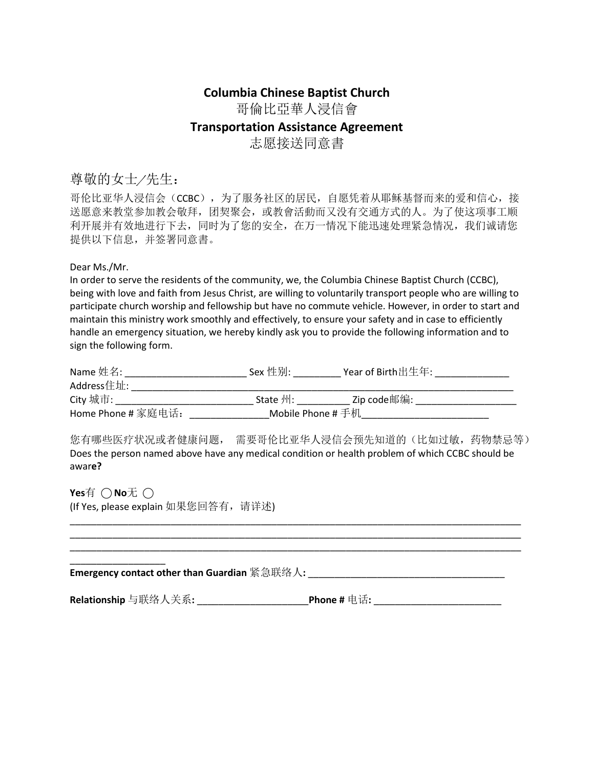# Columbia Chinese Baptist Church

# 哥倫比亞華人浸信會

## Transportation Assistance Agreement

## 志愿接送同意書

尊敬的女士/先生：

哥伦比亚华人浸信会（CCBC），为了服务社区的居民，自愿凭着从耶稣基督而来的爱和信心，接送愿意来教堂参加教会敬拜，团契聚会，或教會活動而又没有交通方式的人。为了使这项事工顺利开展并有效地进行下去，同时为了您的安全，在万一情况下能迅速处理紧急情况，我们诚请您提供以下信息，并签署同意書。

Dear Ms./Mr.

In order to serve the residents of the community, we, the Columbia Chinese Baptist Church (CCBC), being with love and faith from Jesus Christ, are willing to voluntarily transport people who are willing to participate church worship and fellowship but have no commute vehicle. However, in order to start and maintain this ministry work smoothly and effectively, to ensure your safety and in case to efficiently handle an emergency situation, we hereby kindly ask you to provide the following information and to sign the following form.

Name 姓名: ______________________ Sex 性別: _________ Year of Birth出生年: ______________

Address住址: ________________________________________________________________________

City 城市: _________________________ State 州: __________ Zip code邮编: ___________________

Home Phone # 家庭电话：_______________Mobile Phone # 手机_________________________

您有哪些医疗状况或者健康问题， 需要哥伦比亚华人浸信会预先知道的（比如过敏，药物禁忌等）

Does the person named above have any medical condition or health problem of which CCBC should be awar**e?**

**Yes**有 ◯ **No**无 ◯

(If Yes, please explain 如果您回答有，请详述)

__________________________________________________________________________________________
__________________________________________________________________________________________
__________________________________________________________________________________________
__________________

**Emergency contact other than Guardian** 紧急联络人**:** _____________________________________

**Relationship** 与联络人关系**:** _____________________**Phone #** 电话**:** ________________________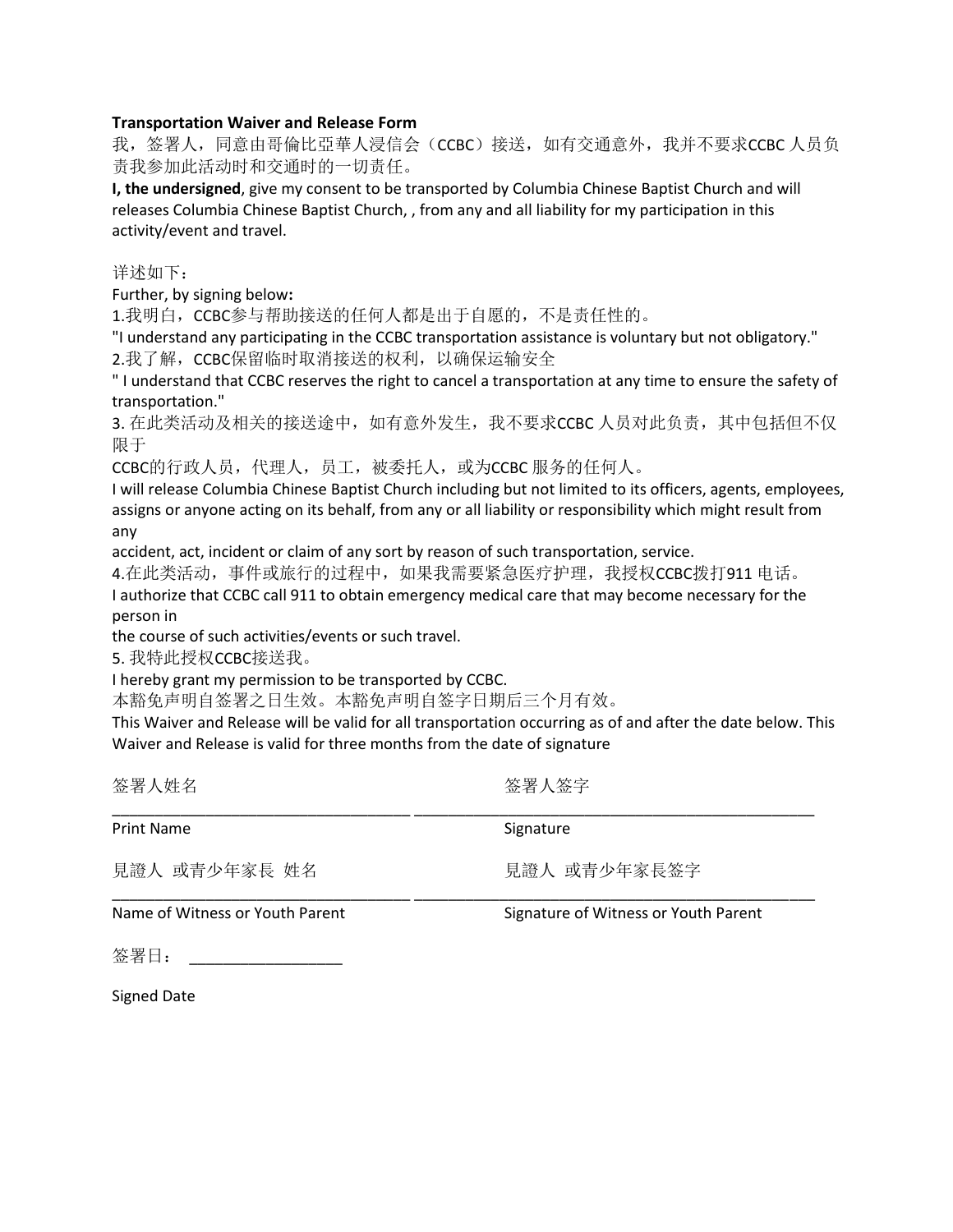**Transportation Waiver and Release Form**

我，签署人，同意由哥倫比亞華人浸信会（CCBC）接送，如有交通意外，我并不要求CCBC 人员负责我参加此活动时和交通时的一切责任。

**I, the undersigned**, give my consent to be transported by Columbia Chinese Baptist Church and will releases Columbia Chinese Baptist Church, , from any and all liability for my participation in this activity/event and travel.

详述如下：

Further, by signing below**:**

1.我明白，CCBC参与帮助接送的任何人都是出于自愿的，不是责任性的。

"I understand any participating in the CCBC transportation assistance is voluntary but not obligatory."

2.我了解，CCBC保留临时取消接送的权利，以确保运输安全

" I understand that CCBC reserves the right to cancel a transportation at any time to ensure the safety of transportation."

3. 在此类活动及相关的接送途中，如有意外发生，我不要求CCBC 人员对此负责，其中包括但不仅限于
CCBC的行政人员，代理人，员工，被委托人，或为CCBC 服务的任何人。

I will release Columbia Chinese Baptist Church including but not limited to its officers, agents, employees, assigns or anyone acting on its behalf, from any or all liability or responsibility which might result from any
accident, act, incident or claim of any sort by reason of such transportation, service.

4.在此类活动，事件或旅行的过程中，如果我需要紧急医疗护理，我授权CCBC拨打911 电话。

I authorize that CCBC call 911 to obtain emergency medical care that may become necessary for the person in
the course of such activities/events or such travel.

5. 我特此授权CCBC接送我。

I hereby grant my permission to be transported by CCBC.

本豁免声明自签署之日生效。本豁免声明自签字日期后三个月有效。

This Waiver and Release will be valid for all transportation occurring as of and after the date below. This Waiver and Release is valid for three months from the date of signature

签署人姓名 ________________________________

Print Name

签署人签字 ________________________________

Signature

見證人 或青少年家長 姓名 ________________________________

Name of Witness or Youth Parent

見證人 或青少年家長签字 ________________________________

Signature of Witness or Youth Parent

签署日： _________________

Signed Date